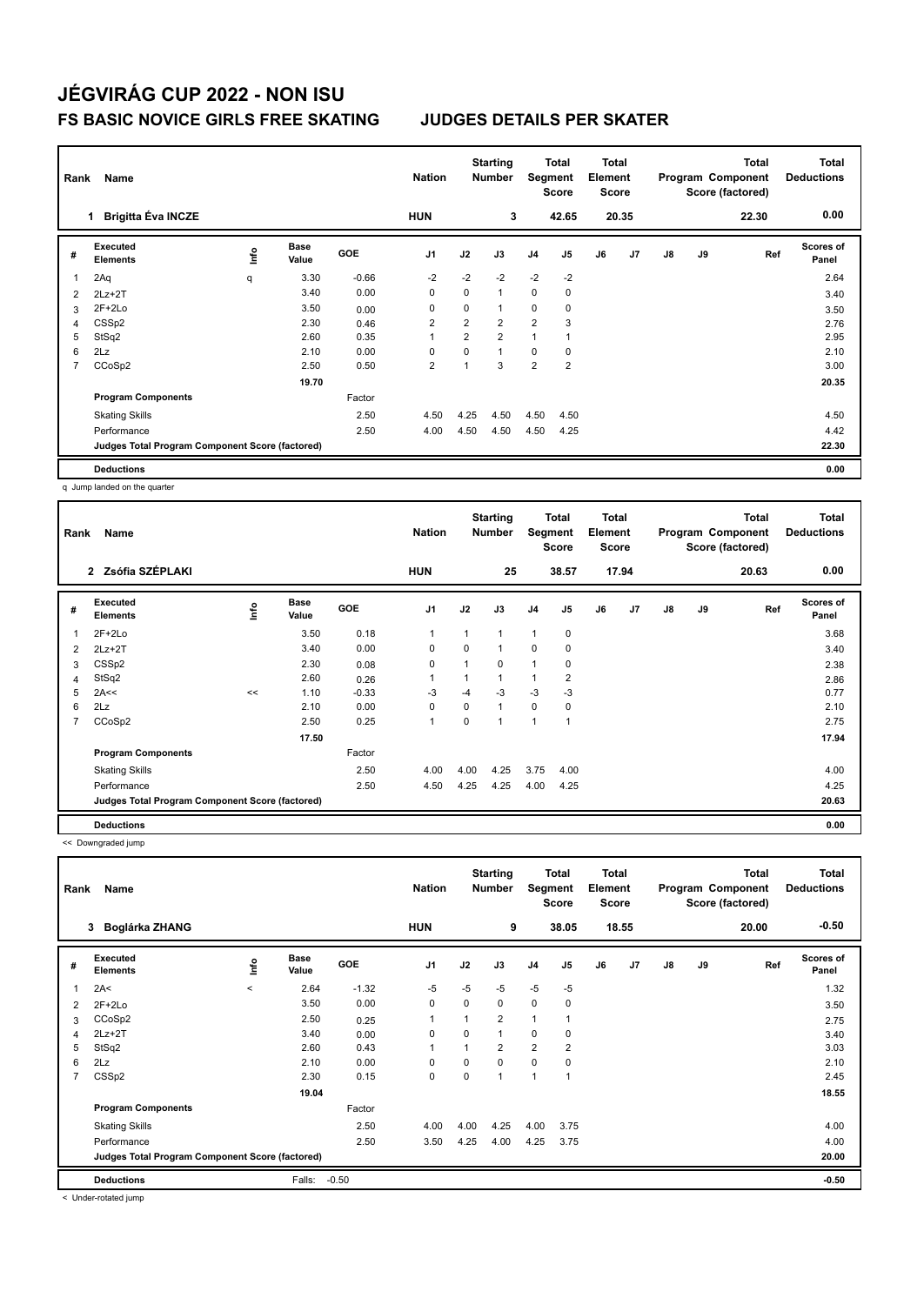# JÉGVIRÁG CUP 2022 - NON ISU

## FS BASIC NOVICE GIRLS FREE SKATING    JUDGES DETAILS PER SKATER

| Rank | Name | Nation | Starting Number | Total Segment Score | Total Element Score | Total Program Component Score (factored) | Total Deductions |
|---|---|---|---|---|---|---|---|
| 1 | Brigitta Éva INCZE | HUN | 3 | 42.65 | 20.35 | 22.30 | 0.00 |

| # | Executed Elements | Info | Base Value | GOE | J1 | J2 | J3 | J4 | J5 | J6 | J7 | J8 | J9 | Ref | Scores of Panel |
|---|---|---|---|---|---|---|---|---|---|---|---|---|---|---|---|
| 1 | 2Aq | q | 3.30 | -0.66 | -2 | -2 | -2 | -2 | -2 | | | | | | 2.64 |
| 2 | 2Lz+2T | | 3.40 | 0.00 | 0 | 0 | 1 | 0 | 0 | | | | | | 3.40 |
| 3 | 2F+2Lo | | 3.50 | 0.00 | 0 | 0 | 1 | 0 | 0 | | | | | | 3.50 |
| 4 | CSSp2 | | 2.30 | 0.46 | 2 | 2 | 2 | 2 | 3 | | | | | | 2.76 |
| 5 | StSq2 | | 2.60 | 0.35 | 1 | 2 | 2 | 1 | 1 | | | | | | 2.95 |
| 6 | 2Lz | | 2.10 | 0.00 | 0 | 0 | 1 | 0 | 0 | | | | | | 2.10 |
| 7 | CCoSp2 | | 2.50 | 0.50 | 2 | 1 | 3 | 2 | 2 | | | | | | 3.00 |
| | | | 19.70 | | | | | | | | | | | | 20.35 |
| | **Program Components** | | | Factor | | | | | | | | | | | |
| | Skating Skills | | | 2.50 | 4.50 | 4.25 | 4.50 | 4.50 | 4.50 | | | | | | 4.50 |
| | Performance | | | 2.50 | 4.00 | 4.50 | 4.50 | 4.50 | 4.25 | | | | | | 4.42 |
| | **Judges Total Program Component Score (factored)** | | | | | | | | | | | | | | 22.30 |
| | **Deductions** | | | | | | | | | | | | | | 0.00 |

q Jump landed on the quarter

| Rank | Name | Nation | Starting Number | Total Segment Score | Total Element Score | Total Program Component Score (factored) | Total Deductions |
|---|---|---|---|---|---|---|---|
| 2 | Zsófia SZÉPLAKI | HUN | 25 | 38.57 | 17.94 | 20.63 | 0.00 |

| # | Executed Elements | Info | Base Value | GOE | J1 | J2 | J3 | J4 | J5 | J6 | J7 | J8 | J9 | Ref | Scores of Panel |
|---|---|---|---|---|---|---|---|---|---|---|---|---|---|---|---|
| 1 | 2F+2Lo | | 3.50 | 0.18 | 1 | 1 | 1 | 1 | 0 | | | | | | 3.68 |
| 2 | 2Lz+2T | | 3.40 | 0.00 | 0 | 0 | 1 | 0 | 0 | | | | | | 3.40 |
| 3 | CSSp2 | | 2.30 | 0.08 | 0 | 1 | 0 | 1 | 0 | | | | | | 2.38 |
| 4 | StSq2 | | 2.60 | 0.26 | 1 | 1 | 1 | 1 | 2 | | | | | | 2.86 |
| 5 | 2A<< | << | 1.10 | -0.33 | -3 | -4 | -3 | -3 | -3 | | | | | | 0.77 |
| 6 | 2Lz | | 2.10 | 0.00 | 0 | 0 | 1 | 0 | 0 | | | | | | 2.10 |
| 7 | CCoSp2 | | 2.50 | 0.25 | 1 | 0 | 1 | 1 | 1 | | | | | | 2.75 |
| | | | 17.50 | | | | | | | | | | | | 17.94 |
| | **Program Components** | | | Factor | | | | | | | | | | | |
| | Skating Skills | | | 2.50 | 4.00 | 4.00 | 4.25 | 3.75 | 4.00 | | | | | | 4.00 |
| | Performance | | | 2.50 | 4.50 | 4.25 | 4.25 | 4.00 | 4.25 | | | | | | 4.25 |
| | **Judges Total Program Component Score (factored)** | | | | | | | | | | | | | | 20.63 |
| | **Deductions** | | | | | | | | | | | | | | 0.00 |

<< Downgraded jump

| Rank | Name | Nation | Starting Number | Total Segment Score | Total Element Score | Total Program Component Score (factored) | Total Deductions |
|---|---|---|---|---|---|---|---|
| 3 | Boglárka ZHANG | HUN | 9 | 38.05 | 18.55 | 20.00 | -0.50 |

| # | Executed Elements | Info | Base Value | GOE | J1 | J2 | J3 | J4 | J5 | J6 | J7 | J8 | J9 | Ref | Scores of Panel |
|---|---|---|---|---|---|---|---|---|---|---|---|---|---|---|---|
| 1 | 2A< | < | 2.64 | -1.32 | -5 | -5 | -5 | -5 | -5 | | | | | | 1.32 |
| 2 | 2F+2Lo | | 3.50 | 0.00 | 0 | 0 | 0 | 0 | 0 | | | | | | 3.50 |
| 3 | CCoSp2 | | 2.50 | 0.25 | 1 | 1 | 2 | 1 | 1 | | | | | | 2.75 |
| 4 | 2Lz+2T | | 3.40 | 0.00 | 0 | 0 | 1 | 0 | 0 | | | | | | 3.40 |
| 5 | StSq2 | | 2.60 | 0.43 | 1 | 1 | 2 | 2 | 2 | | | | | | 3.03 |
| 6 | 2Lz | | 2.10 | 0.00 | 0 | 0 | 0 | 0 | 0 | | | | | | 2.10 |
| 7 | CSSp2 | | 2.30 | 0.15 | 0 | 0 | 1 | 1 | 1 | | | | | | 2.45 |
| | | | 19.04 | | | | | | | | | | | | 18.55 |
| | **Program Components** | | | Factor | | | | | | | | | | | |
| | Skating Skills | | | 2.50 | 4.00 | 4.00 | 4.25 | 4.00 | 3.75 | | | | | | 4.00 |
| | Performance | | | 2.50 | 3.50 | 4.25 | 4.00 | 4.25 | 3.75 | | | | | | 4.00 |
| | **Judges Total Program Component Score (factored)** | | | | | | | | | | | | | | 20.00 |
| | **Deductions** | | Falls: | -0.50 | | | | | | | | | | | -0.50 |

< Under-rotated jump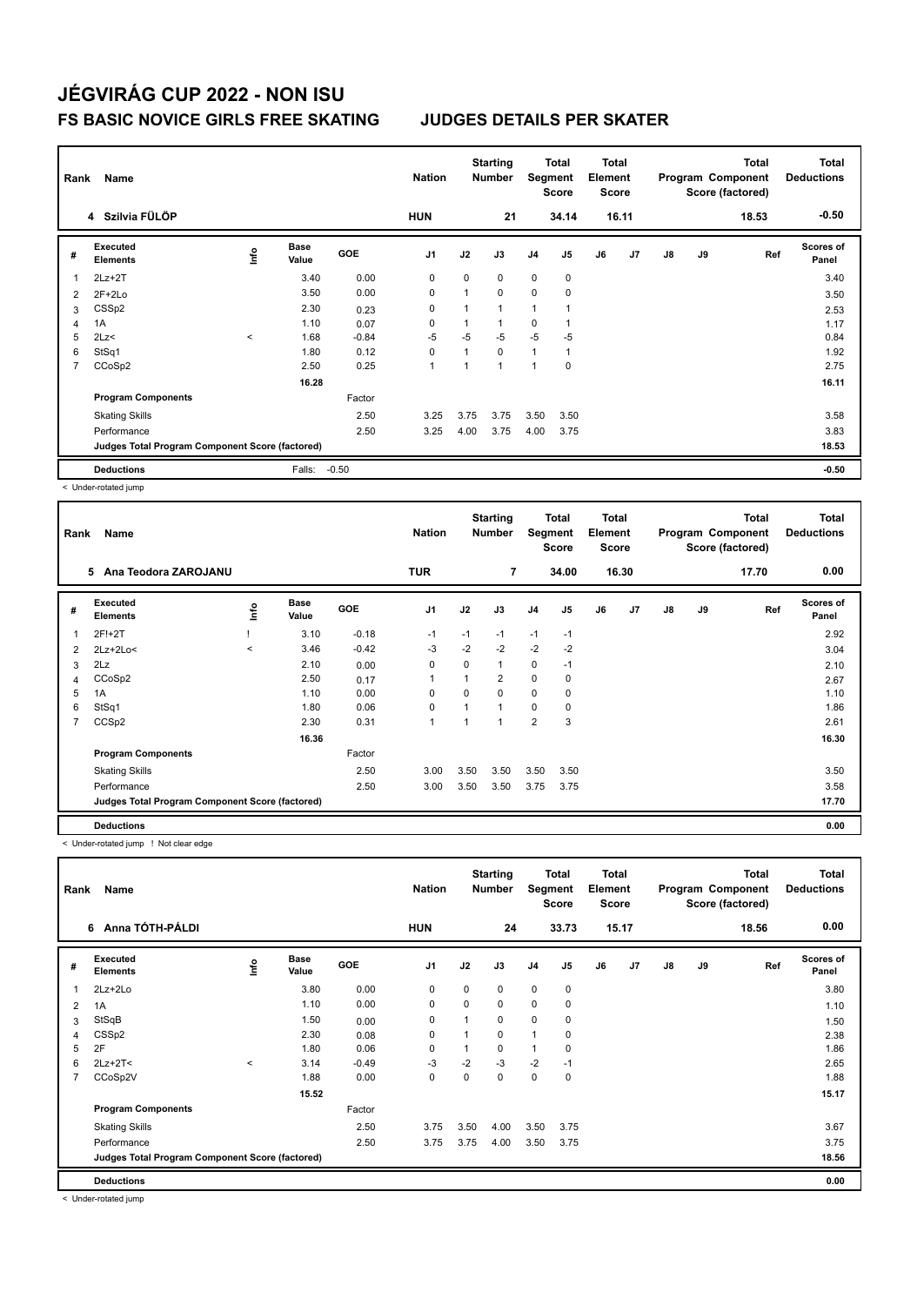# JÉGVIRÁG CUP 2022 - NON ISU

## FS BASIC NOVICE GIRLS FREE SKATING    JUDGES DETAILS PER SKATER

| Rank | Name | Nation | Starting Number | Total Segment Score | Total Element Score | Total Program Component Score (factored) | Total Deductions |
|---|---|---|---|---|---|---|---|
| 4 | Szilvia FÜLÖP | HUN | 21 | 34.14 | 16.11 | 18.53 | -0.50 |

| # | Executed Elements | Info | Base Value | GOE | J1 | J2 | J3 | J4 | J5 | J6 | J7 | J8 | J9 | Ref | Scores of Panel |
|---|---|---|---|---|---|---|---|---|---|---|---|---|---|---|---|
| 1 | 2Lz+2T | | 3.40 | 0.00 | 0 | 0 | 0 | 0 | 0 | | | | | | 3.40 |
| 2 | 2F+2Lo | | 3.50 | 0.00 | 0 | 1 | 0 | 0 | 0 | | | | | | 3.50 |
| 3 | CSSp2 | | 2.30 | 0.23 | 0 | 1 | 1 | 1 | 1 | | | | | | 2.53 |
| 4 | 1A | | 1.10 | 0.07 | 0 | 1 | 1 | 0 | 1 | | | | | | 1.17 |
| 5 | 2Lz< | < | 1.68 | -0.84 | -5 | -5 | -5 | -5 | -5 | | | | | | 0.84 |
| 6 | StSq1 | | 1.80 | 0.12 | 0 | 1 | 0 | 1 | 1 | | | | | | 1.92 |
| 7 | CCoSp2 | | 2.50 | 0.25 | 1 | 1 | 1 | 1 | 0 | | | | | | 2.75 |
| | | | 16.28 | | | | | | | | | | | | 16.11 |
| | **Program Components** | | | Factor | | | | | | | | | | | |
| | Skating Skills | | | 2.50 | 3.25 | 3.75 | 3.75 | 3.50 | 3.50 | | | | | | 3.58 |
| | Performance | | | 2.50 | 3.25 | 4.00 | 3.75 | 4.00 | 3.75 | | | | | | 3.83 |
| | **Judges Total Program Component Score (factored)** | | | | | | | | | | | | | | 18.53 |
| | **Deductions** | | Falls: | -0.50 | | | | | | | | | | | -0.50 |

< Under-rotated jump

| Rank | Name | Nation | Starting Number | Total Segment Score | Total Element Score | Total Program Component Score (factored) | Total Deductions |
|---|---|---|---|---|---|---|---|
| 5 | Ana Teodora ZAROJANU | TUR | 7 | 34.00 | 16.30 | 17.70 | 0.00 |

| # | Executed Elements | Info | Base Value | GOE | J1 | J2 | J3 | J4 | J5 | J6 | J7 | J8 | J9 | Ref | Scores of Panel |
|---|---|---|---|---|---|---|---|---|---|---|---|---|---|---|---|
| 1 | 2F!+2T | ! | 3.10 | -0.18 | -1 | -1 | -1 | -1 | -1 | | | | | | 2.92 |
| 2 | 2Lz+2Lo< | < | 3.46 | -0.42 | -3 | -2 | -2 | -2 | -2 | | | | | | 3.04 |
| 3 | 2Lz | | 2.10 | 0.00 | 0 | 0 | 1 | 0 | -1 | | | | | | 2.10 |
| 4 | CCoSp2 | | 2.50 | 0.17 | 1 | 1 | 2 | 0 | 0 | | | | | | 2.67 |
| 5 | 1A | | 1.10 | 0.00 | 0 | 0 | 0 | 0 | 0 | | | | | | 1.10 |
| 6 | StSq1 | | 1.80 | 0.06 | 0 | 1 | 1 | 0 | 0 | | | | | | 1.86 |
| 7 | CCSp2 | | 2.30 | 0.31 | 1 | 1 | 1 | 2 | 3 | | | | | | 2.61 |
| | | | 16.36 | | | | | | | | | | | | 16.30 |
| | **Program Components** | | | Factor | | | | | | | | | | | |
| | Skating Skills | | | 2.50 | 3.00 | 3.50 | 3.50 | 3.50 | 3.50 | | | | | | 3.50 |
| | Performance | | | 2.50 | 3.00 | 3.50 | 3.50 | 3.75 | 3.75 | | | | | | 3.58 |
| | **Judges Total Program Component Score (factored)** | | | | | | | | | | | | | | 17.70 |
| | **Deductions** | | | | | | | | | | | | | | 0.00 |

< Under-rotated jump ! Not clear edge

| Rank | Name | Nation | Starting Number | Total Segment Score | Total Element Score | Total Program Component Score (factored) | Total Deductions |
|---|---|---|---|---|---|---|---|
| 6 | Anna TÓTH-PÁLDI | HUN | 24 | 33.73 | 15.17 | 18.56 | 0.00 |

| # | Executed Elements | Info | Base Value | GOE | J1 | J2 | J3 | J4 | J5 | J6 | J7 | J8 | J9 | Ref | Scores of Panel |
|---|---|---|---|---|---|---|---|---|---|---|---|---|---|---|---|
| 1 | 2Lz+2Lo | | 3.80 | 0.00 | 0 | 0 | 0 | 0 | 0 | | | | | | 3.80 |
| 2 | 1A | | 1.10 | 0.00 | 0 | 0 | 0 | 0 | 0 | | | | | | 1.10 |
| 3 | StSqB | | 1.50 | 0.00 | 0 | 1 | 0 | 0 | 0 | | | | | | 1.50 |
| 4 | CSSp2 | | 2.30 | 0.08 | 0 | 1 | 0 | 1 | 0 | | | | | | 2.38 |
| 5 | 2F | | 1.80 | 0.06 | 0 | 1 | 0 | 1 | 0 | | | | | | 1.86 |
| 6 | 2Lz+2T< | < | 3.14 | -0.49 | -3 | -2 | -3 | -2 | -1 | | | | | | 2.65 |
| 7 | CCoSp2V | | 1.88 | 0.00 | 0 | 0 | 0 | 0 | 0 | | | | | | 1.88 |
| | | | 15.52 | | | | | | | | | | | | 15.17 |
| | **Program Components** | | | Factor | | | | | | | | | | | |
| | Skating Skills | | | 2.50 | 3.75 | 3.50 | 4.00 | 3.50 | 3.75 | | | | | | 3.67 |
| | Performance | | | 2.50 | 3.75 | 3.75 | 4.00 | 3.50 | 3.75 | | | | | | 3.75 |
| | **Judges Total Program Component Score (factored)** | | | | | | | | | | | | | | 18.56 |
| | **Deductions** | | | | | | | | | | | | | | 0.00 |

< Under-rotated jump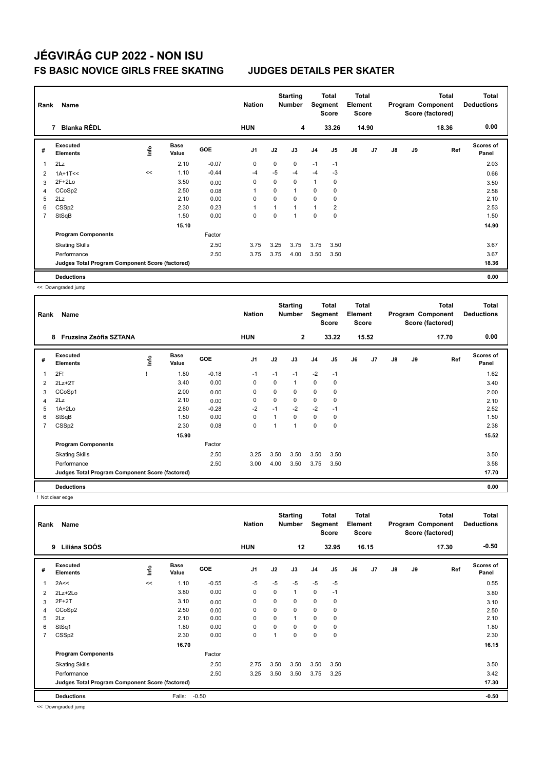# JÉGVIRÁG CUP 2022 - NON ISU

## FS BASIC NOVICE GIRLS FREE SKATING — JUDGES DETAILS PER SKATER

| Rank | Name | Nation | Starting Number | Total Segment Score | Total Element Score | Total Program Component Score (factored) | Total Deductions |
|---|---|---|---|---|---|---|---|
| 7 | Blanka RÉDL | HUN | 4 | 33.26 | 14.90 | 18.36 | 0.00 |

| # | Executed Elements | Info | Base Value | GOE | J1 | J2 | J3 | J4 | J5 | J6 | J7 | J8 | J9 | Ref | Scores of Panel |
|---|---|---|---|---|---|---|---|---|---|---|---|---|---|---|---|
| 1 | 2Lz | | 2.10 | -0.07 | 0 | 0 | 0 | -1 | -1 | | | | | | 2.03 |
| 2 | 1A+1T<< | << | 1.10 | -0.44 | -4 | -5 | -4 | -4 | -3 | | | | | | 0.66 |
| 3 | 2F+2Lo | | 3.50 | 0.00 | 0 | 0 | 0 | 1 | 0 | | | | | | 3.50 |
| 4 | CCoSp2 | | 2.50 | 0.08 | 1 | 0 | 1 | 0 | 0 | | | | | | 2.58 |
| 5 | 2Lz | | 2.10 | 0.00 | 0 | 0 | 0 | 0 | 0 | | | | | | 2.10 |
| 6 | CSSp2 | | 2.30 | 0.23 | 1 | 1 | 1 | 1 | 2 | | | | | | 2.53 |
| 7 | StSqB | | 1.50 | 0.00 | 0 | 0 | 1 | 0 | 0 | | | | | | 1.50 |
| | | | 15.10 | | | | | | | | | | | | 14.90 |
| | **Program Components** | | | Factor | | | | | | | | | | | |
| | Skating Skills | | | 2.50 | 3.75 | 3.25 | 3.75 | 3.75 | 3.50 | | | | | | 3.67 |
| | Performance | | | 2.50 | 3.75 | 3.75 | 4.00 | 3.50 | 3.50 | | | | | | 3.67 |
| | **Judges Total Program Component Score (factored)** | | | | | | | | | | | | | | 18.36 |
| | **Deductions** | | | | | | | | | | | | | | 0.00 |

<< Downgraded jump

| Rank | Name | Nation | Starting Number | Total Segment Score | Total Element Score | Total Program Component Score (factored) | Total Deductions |
|---|---|---|---|---|---|---|---|
| 8 | Fruzsina Zsófia SZTANA | HUN | 2 | 33.22 | 15.52 | 17.70 | 0.00 |

| # | Executed Elements | Info | Base Value | GOE | J1 | J2 | J3 | J4 | J5 | J6 | J7 | J8 | J9 | Ref | Scores of Panel |
|---|---|---|---|---|---|---|---|---|---|---|---|---|---|---|---|
| 1 | 2F! | ! | 1.80 | -0.18 | -1 | -1 | -1 | -2 | -1 | | | | | | 1.62 |
| 2 | 2Lz+2T | | 3.40 | 0.00 | 0 | 0 | 1 | 0 | 0 | | | | | | 3.40 |
| 3 | CCoSp1 | | 2.00 | 0.00 | 0 | 0 | 0 | 0 | 0 | | | | | | 2.00 |
| 4 | 2Lz | | 2.10 | 0.00 | 0 | 0 | 0 | 0 | 0 | | | | | | 2.10 |
| 5 | 1A+2Lo | | 2.80 | -0.28 | -2 | -1 | -2 | -2 | -1 | | | | | | 2.52 |
| 6 | StSqB | | 1.50 | 0.00 | 0 | 1 | 0 | 0 | 0 | | | | | | 1.50 |
| 7 | CSSp2 | | 2.30 | 0.08 | 0 | 1 | 1 | 0 | 0 | | | | | | 2.38 |
| | | | 15.90 | | | | | | | | | | | | 15.52 |
| | **Program Components** | | | Factor | | | | | | | | | | | |
| | Skating Skills | | | 2.50 | 3.25 | 3.50 | 3.50 | 3.50 | 3.50 | | | | | | 3.50 |
| | Performance | | | 2.50 | 3.00 | 4.00 | 3.50 | 3.75 | 3.50 | | | | | | 3.58 |
| | **Judges Total Program Component Score (factored)** | | | | | | | | | | | | | | 17.70 |
| | **Deductions** | | | | | | | | | | | | | | 0.00 |

! Not clear edge

| Rank | Name | Nation | Starting Number | Total Segment Score | Total Element Score | Total Program Component Score (factored) | Total Deductions |
|---|---|---|---|---|---|---|---|
| 9 | Liliána SOÓS | HUN | 12 | 32.95 | 16.15 | 17.30 | -0.50 |

| # | Executed Elements | Info | Base Value | GOE | J1 | J2 | J3 | J4 | J5 | J6 | J7 | J8 | J9 | Ref | Scores of Panel |
|---|---|---|---|---|---|---|---|---|---|---|---|---|---|---|---|
| 1 | 2A<< | << | 1.10 | -0.55 | -5 | -5 | -5 | -5 | -5 | | | | | | 0.55 |
| 2 | 2Lz+2Lo | | 3.80 | 0.00 | 0 | 0 | 1 | 0 | -1 | | | | | | 3.80 |
| 3 | 2F+2T | | 3.10 | 0.00 | 0 | 0 | 0 | 0 | 0 | | | | | | 3.10 |
| 4 | CCoSp2 | | 2.50 | 0.00 | 0 | 0 | 0 | 0 | 0 | | | | | | 2.50 |
| 5 | 2Lz | | 2.10 | 0.00 | 0 | 0 | 1 | 0 | 0 | | | | | | 2.10 |
| 6 | StSq1 | | 1.80 | 0.00 | 0 | 0 | 0 | 0 | 0 | | | | | | 1.80 |
| 7 | CSSp2 | | 2.30 | 0.00 | 0 | 1 | 0 | 0 | 0 | | | | | | 2.30 |
| | | | 16.70 | | | | | | | | | | | | 16.15 |
| | **Program Components** | | | Factor | | | | | | | | | | | |
| | Skating Skills | | | 2.50 | 2.75 | 3.50 | 3.50 | 3.50 | 3.50 | | | | | | 3.50 |
| | Performance | | | 2.50 | 3.25 | 3.50 | 3.50 | 3.75 | 3.25 | | | | | | 3.42 |
| | **Judges Total Program Component Score (factored)** | | | | | | | | | | | | | | 17.30 |
| | **Deductions** | | Falls: | -0.50 | | | | | | | | | | | -0.50 |

<< Downgraded jump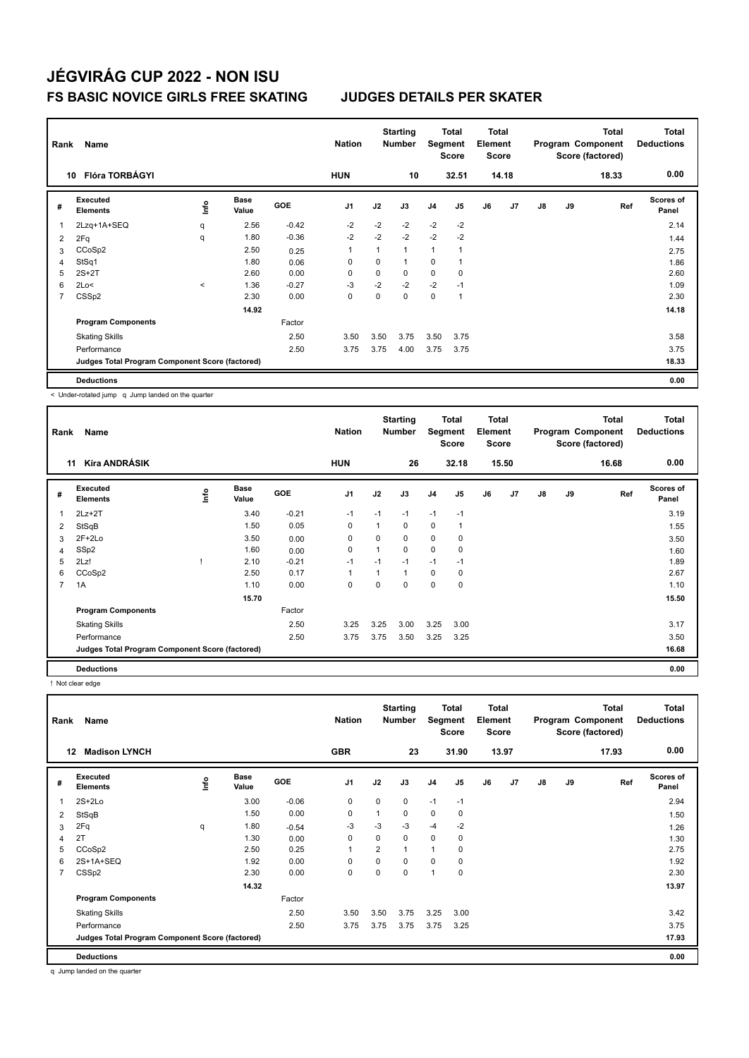# JÉGVIRÁG CUP 2022 - NON ISU

## FS BASIC NOVICE GIRLS FREE SKATING JUDGES DETAILS PER SKATER

| Rank | Name | Nation | Starting Number | Total Segment Score | Total Element Score | Total Program Component Score (factored) | Total Deductions |
|---|---|---|---|---|---|---|---|
| 10 | Flóra TORBÁGYI | HUN | 10 | 32.51 | 14.18 | 18.33 | 0.00 |

| # | Executed Elements | Info | Base Value | GOE | J1 | J2 | J3 | J4 | J5 | J6 | J7 | J8 | J9 | Ref | Scores of Panel |
|---|---|---|---|---|---|---|---|---|---|---|---|---|---|---|---|
| 1 | 2Lzq+1A+SEQ | q | 2.56 | -0.42 | -2 | -2 | -2 | -2 | -2 | | | | | | 2.14 |
| 2 | 2Fq | q | 1.80 | -0.36 | -2 | -2 | -2 | -2 | -2 | | | | | | 1.44 |
| 3 | CCoSp2 | | 2.50 | 0.25 | 1 | 1 | 1 | 1 | 1 | | | | | | 2.75 |
| 4 | StSq1 | | 1.80 | 0.06 | 0 | 0 | 1 | 0 | 1 | | | | | | 1.86 |
| 5 | 2S+2T | | 2.60 | 0.00 | 0 | 0 | 0 | 0 | 0 | | | | | | 2.60 |
| 6 | 2Lo< | < | 1.36 | -0.27 | -3 | -2 | -2 | -2 | -1 | | | | | | 1.09 |
| 7 | CSSp2 | | 2.30 | 0.00 | 0 | 0 | 0 | 0 | 1 | | | | | | 2.30 |
| | | | 14.92 | | | | | | | | | | | | 14.18 |
| | Program Components | | | Factor | | | | | | | | | | | |
| | Skating Skills | | | 2.50 | 3.50 | 3.50 | 3.75 | 3.50 | 3.75 | | | | | | 3.58 |
| | Performance | | | 2.50 | 3.75 | 3.75 | 4.00 | 3.75 | 3.75 | | | | | | 3.75 |
| | Judges Total Program Component Score (factored) | | | | | | | | | | | | | | 18.33 |
| | Deductions | | | | | | | | | | | | | | 0.00 |

< Under-rotated jump q Jump landed on the quarter

| Rank | Name | Nation | Starting Number | Total Segment Score | Total Element Score | Total Program Component Score (factored) | Total Deductions |
|---|---|---|---|---|---|---|---|
| 11 | Kíra ANDRÁSIK | HUN | 26 | 32.18 | 15.50 | 16.68 | 0.00 |

| # | Executed Elements | Info | Base Value | GOE | J1 | J2 | J3 | J4 | J5 | J6 | J7 | J8 | J9 | Ref | Scores of Panel |
|---|---|---|---|---|---|---|---|---|---|---|---|---|---|---|---|
| 1 | 2Lz+2T | | 3.40 | -0.21 | -1 | -1 | -1 | -1 | -1 | | | | | | 3.19 |
| 2 | StSqB | | 1.50 | 0.05 | 0 | 1 | 0 | 0 | 1 | | | | | | 1.55 |
| 3 | 2F+2Lo | | 3.50 | 0.00 | 0 | 0 | 0 | 0 | 0 | | | | | | 3.50 |
| 4 | SSp2 | | 1.60 | 0.00 | 0 | 1 | 0 | 0 | 0 | | | | | | 1.60 |
| 5 | 2Lz! | ! | 2.10 | -0.21 | -1 | -1 | -1 | -1 | -1 | | | | | | 1.89 |
| 6 | CCoSp2 | | 2.50 | 0.17 | 1 | 1 | 1 | 0 | 0 | | | | | | 2.67 |
| 7 | 1A | | 1.10 | 0.00 | 0 | 0 | 0 | 0 | 0 | | | | | | 1.10 |
| | | | 15.70 | | | | | | | | | | | | 15.50 |
| | Program Components | | | Factor | | | | | | | | | | | |
| | Skating Skills | | | 2.50 | 3.25 | 3.25 | 3.00 | 3.25 | 3.00 | | | | | | 3.17 |
| | Performance | | | 2.50 | 3.75 | 3.75 | 3.50 | 3.25 | 3.25 | | | | | | 3.50 |
| | Judges Total Program Component Score (factored) | | | | | | | | | | | | | | 16.68 |
| | Deductions | | | | | | | | | | | | | | 0.00 |

! Not clear edge

| Rank | Name | Nation | Starting Number | Total Segment Score | Total Element Score | Total Program Component Score (factored) | Total Deductions |
|---|---|---|---|---|---|---|---|
| 12 | Madison LYNCH | GBR | 23 | 31.90 | 13.97 | 17.93 | 0.00 |

| # | Executed Elements | Info | Base Value | GOE | J1 | J2 | J3 | J4 | J5 | J6 | J7 | J8 | J9 | Ref | Scores of Panel |
|---|---|---|---|---|---|---|---|---|---|---|---|---|---|---|---|
| 1 | 2S+2Lo | | 3.00 | -0.06 | 0 | 0 | 0 | -1 | -1 | | | | | | 2.94 |
| 2 | StSqB | | 1.50 | 0.00 | 0 | 1 | 0 | 0 | 0 | | | | | | 1.50 |
| 3 | 2Fq | q | 1.80 | -0.54 | -3 | -3 | -3 | -4 | -2 | | | | | | 1.26 |
| 4 | 2T | | 1.30 | 0.00 | 0 | 0 | 0 | 0 | 0 | | | | | | 1.30 |
| 5 | CCoSp2 | | 2.50 | 0.25 | 1 | 2 | 1 | 1 | 0 | | | | | | 2.75 |
| 6 | 2S+1A+SEQ | | 1.92 | 0.00 | 0 | 0 | 0 | 0 | 0 | | | | | | 1.92 |
| 7 | CSSp2 | | 2.30 | 0.00 | 0 | 0 | 0 | 1 | 0 | | | | | | 2.30 |
| | | | 14.32 | | | | | | | | | | | | 13.97 |
| | Program Components | | | Factor | | | | | | | | | | | |
| | Skating Skills | | | 2.50 | 3.50 | 3.50 | 3.75 | 3.25 | 3.00 | | | | | | 3.42 |
| | Performance | | | 2.50 | 3.75 | 3.75 | 3.75 | 3.75 | 3.25 | | | | | | 3.75 |
| | Judges Total Program Component Score (factored) | | | | | | | | | | | | | | 17.93 |
| | Deductions | | | | | | | | | | | | | | 0.00 |

q Jump landed on the quarter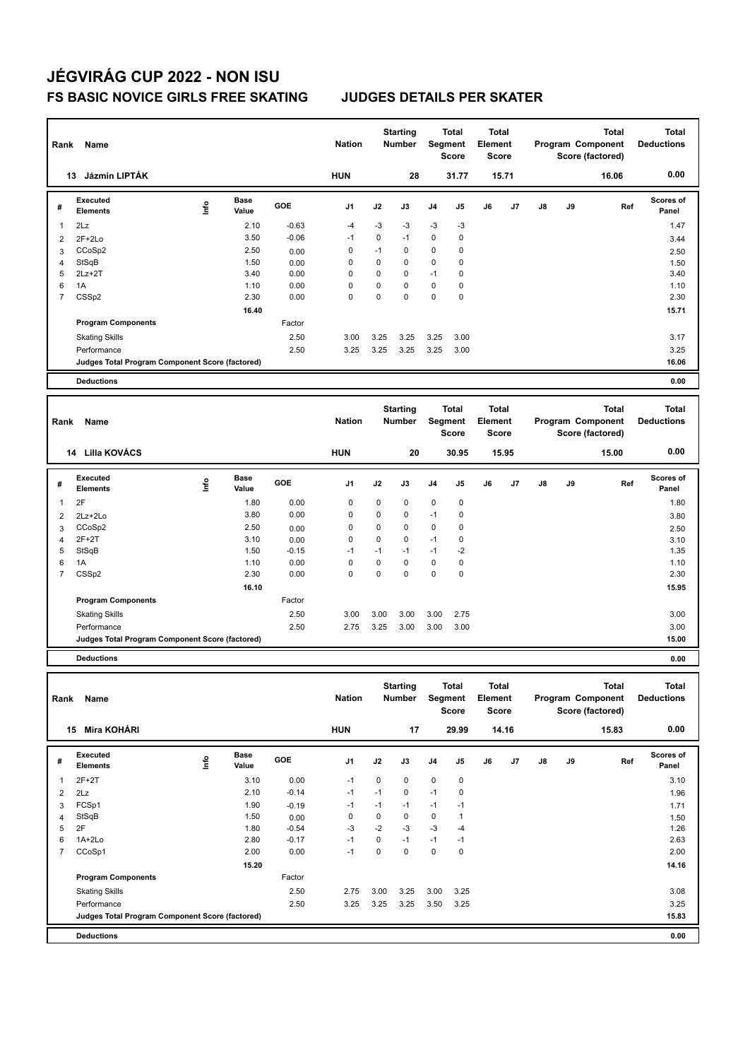# JÉGVIRÁG CUP 2022 - NON ISU

## FS BASIC NOVICE GIRLS FREE SKATING JUDGES DETAILS PER SKATER

| Rank | Name | Nation | Starting Number | Total Segment Score | Total Element Score | Total Program Component Score (factored) | Total Deductions |
|---|---|---|---|---|---|---|---|
| 13 | Jázmin LIPTÁK | HUN | 28 | 31.77 | 15.71 | 16.06 | 0.00 |

| # | Executed Elements | Info | Base Value | GOE | J1 | J2 | J3 | J4 | J5 | J6 | J7 | J8 | J9 | Ref | Scores of Panel |
|---|---|---|---|---|---|---|---|---|---|---|---|---|---|---|---|
| 1 | 2Lz | | 2.10 | -0.63 | -4 | -3 | -3 | -3 | -3 | | | | | | 1.47 |
| 2 | 2F+2Lo | | 3.50 | -0.06 | -1 | 0 | -1 | 0 | 0 | | | | | | 3.44 |
| 3 | CCoSp2 | | 2.50 | 0.00 | 0 | -1 | 0 | 0 | 0 | | | | | | 2.50 |
| 4 | StSqB | | 1.50 | 0.00 | 0 | 0 | 0 | 0 | 0 | | | | | | 1.50 |
| 5 | 2Lz+2T | | 3.40 | 0.00 | 0 | 0 | 0 | -1 | 0 | | | | | | 3.40 |
| 6 | 1A | | 1.10 | 0.00 | 0 | 0 | 0 | 0 | 0 | | | | | | 1.10 |
| 7 | CSSp2 | | 2.30 | 0.00 | 0 | 0 | 0 | 0 | 0 | | | | | | 2.30 |
| | | | 16.40 | | | | | | | | | | | | 15.71 |
| | **Program Components** | | | Factor | | | | | | | | | | | |
| | Skating Skills | | | 2.50 | 3.00 | 3.25 | 3.25 | 3.25 | 3.00 | | | | | | 3.17 |
| | Performance | | | 2.50 | 3.25 | 3.25 | 3.25 | 3.25 | 3.00 | | | | | | 3.25 |
| | **Judges Total Program Component Score (factored)** | | | | | | | | | | | | | | 16.06 |
| | **Deductions** | | | | | | | | | | | | | | 0.00 |

| Rank | Name | Nation | Starting Number | Total Segment Score | Total Element Score | Total Program Component Score (factored) | Total Deductions |
|---|---|---|---|---|---|---|---|
| 14 | Lilla KOVÁCS | HUN | 20 | 30.95 | 15.95 | 15.00 | 0.00 |

| # | Executed Elements | Info | Base Value | GOE | J1 | J2 | J3 | J4 | J5 | J6 | J7 | J8 | J9 | Ref | Scores of Panel |
|---|---|---|---|---|---|---|---|---|---|---|---|---|---|---|---|
| 1 | 2F | | 1.80 | 0.00 | 0 | 0 | 0 | 0 | 0 | | | | | | 1.80 |
| 2 | 2Lz+2Lo | | 3.80 | 0.00 | 0 | 0 | 0 | -1 | 0 | | | | | | 3.80 |
| 3 | CCoSp2 | | 2.50 | 0.00 | 0 | 0 | 0 | 0 | 0 | | | | | | 2.50 |
| 4 | 2F+2T | | 3.10 | 0.00 | 0 | 0 | 0 | -1 | 0 | | | | | | 3.10 |
| 5 | StSqB | | 1.50 | -0.15 | -1 | -1 | -1 | -1 | -2 | | | | | | 1.35 |
| 6 | 1A | | 1.10 | 0.00 | 0 | 0 | 0 | 0 | 0 | | | | | | 1.10 |
| 7 | CSSp2 | | 2.30 | 0.00 | 0 | 0 | 0 | 0 | 0 | | | | | | 2.30 |
| | | | 16.10 | | | | | | | | | | | | 15.95 |
| | **Program Components** | | | Factor | | | | | | | | | | | |
| | Skating Skills | | | 2.50 | 3.00 | 3.00 | 3.00 | 3.00 | 2.75 | | | | | | 3.00 |
| | Performance | | | 2.50 | 2.75 | 3.25 | 3.00 | 3.00 | 3.00 | | | | | | 3.00 |
| | **Judges Total Program Component Score (factored)** | | | | | | | | | | | | | | 15.00 |
| | **Deductions** | | | | | | | | | | | | | | 0.00 |

| Rank | Name | Nation | Starting Number | Total Segment Score | Total Element Score | Total Program Component Score (factored) | Total Deductions |
|---|---|---|---|---|---|---|---|
| 15 | Mira KOHÁRI | HUN | 17 | 29.99 | 14.16 | 15.83 | 0.00 |

| # | Executed Elements | Info | Base Value | GOE | J1 | J2 | J3 | J4 | J5 | J6 | J7 | J8 | J9 | Ref | Scores of Panel |
|---|---|---|---|---|---|---|---|---|---|---|---|---|---|---|---|
| 1 | 2F+2T | | 3.10 | 0.00 | -1 | 0 | 0 | 0 | 0 | | | | | | 3.10 |
| 2 | 2Lz | | 2.10 | -0.14 | -1 | -1 | 0 | -1 | 0 | | | | | | 1.96 |
| 3 | FCSp1 | | 1.90 | -0.19 | -1 | -1 | -1 | -1 | -1 | | | | | | 1.71 |
| 4 | StSqB | | 1.50 | 0.00 | 0 | 0 | 0 | 0 | 1 | | | | | | 1.50 |
| 5 | 2F | | 1.80 | -0.54 | -3 | -2 | -3 | -3 | -4 | | | | | | 1.26 |
| 6 | 1A+2Lo | | 2.80 | -0.17 | -1 | 0 | -1 | -1 | -1 | | | | | | 2.63 |
| 7 | CCoSp1 | | 2.00 | 0.00 | -1 | 0 | 0 | 0 | 0 | | | | | | 2.00 |
| | | | 15.20 | | | | | | | | | | | | 14.16 |
| | **Program Components** | | | Factor | | | | | | | | | | | |
| | Skating Skills | | | 2.50 | 2.75 | 3.00 | 3.25 | 3.00 | 3.25 | | | | | | 3.08 |
| | Performance | | | 2.50 | 3.25 | 3.25 | 3.25 | 3.50 | 3.25 | | | | | | 3.25 |
| | **Judges Total Program Component Score (factored)** | | | | | | | | | | | | | | 15.83 |
| | **Deductions** | | | | | | | | | | | | | | 0.00 |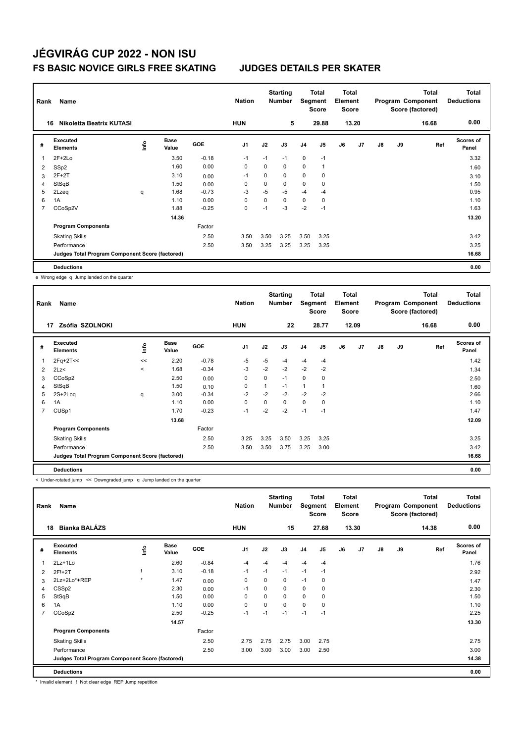# JÉGVIRÁG CUP 2022 - NON ISU

## FS BASIC NOVICE GIRLS FREE SKATING — JUDGES DETAILS PER SKATER

| Rank | Name | Nation | Starting Number | Total Segment Score | Total Element Score | Total Program Component Score (factored) | Total Deductions |
|---|---|---|---|---|---|---|---|
| 16 | Nikoletta Beatrix KUTASI | HUN | 5 | 29.88 | 13.20 | 16.68 | 0.00 |

| # | Executed Elements | Info | Base Value | GOE | J1 | J2 | J3 | J4 | J5 | J6 | J7 | J8 | J9 | Ref | Scores of Panel |
|---|---|---|---|---|---|---|---|---|---|---|---|---|---|---|---|
| 1 | 2F+2Lo | | 3.50 | -0.18 | -1 | -1 | -1 | 0 | -1 | | | | | | 3.32 |
| 2 | SSp2 | | 1.60 | 0.00 | 0 | 0 | 0 | 0 | 1 | | | | | | 1.60 |
| 3 | 2F+2T | | 3.10 | 0.00 | -1 | 0 | 0 | 0 | 0 | | | | | | 3.10 |
| 4 | StSqB | | 1.50 | 0.00 | 0 | 0 | 0 | 0 | 0 | | | | | | 1.50 |
| 5 | 2Lzeq | q | 1.68 | -0.73 | -3 | -5 | -5 | -4 | -4 | | | | | | 0.95 |
| 6 | 1A | | 1.10 | 0.00 | 0 | 0 | 0 | 0 | 0 | | | | | | 1.10 |
| 7 | CCoSp2V | | 1.88 | -0.25 | 0 | -1 | -3 | -2 | -1 | | | | | | 1.63 |
| | | | 14.36 | | | | | | | | | | | | 13.20 |
| | Program Components | | | Factor | | | | | | | | | | | |
| | Skating Skills | | | 2.50 | 3.50 | 3.50 | 3.25 | 3.50 | 3.25 | | | | | | 3.42 |
| | Performance | | | 2.50 | 3.50 | 3.25 | 3.25 | 3.25 | 3.25 | | | | | | 3.25 |
| | Judges Total Program Component Score (factored) | | | | | | | | | | | | | | 16.68 |
| | Deductions | | | | | | | | | | | | | | 0.00 |

e Wrong edge q Jump landed on the quarter

| Rank | Name | Nation | Starting Number | Total Segment Score | Total Element Score | Total Program Component Score (factored) | Total Deductions |
|---|---|---|---|---|---|---|---|
| 17 | Zsófia SZOLNOKI | HUN | 22 | 28.77 | 12.09 | 16.68 | 0.00 |

| # | Executed Elements | Info | Base Value | GOE | J1 | J2 | J3 | J4 | J5 | J6 | J7 | J8 | J9 | Ref | Scores of Panel |
|---|---|---|---|---|---|---|---|---|---|---|---|---|---|---|---|
| 1 | 2Fq+2T<< | << | 2.20 | -0.78 | -5 | -5 | -4 | -4 | -4 | | | | | | 1.42 |
| 2 | 2Lz< | < | 1.68 | -0.34 | -3 | -2 | -2 | -2 | -2 | | | | | | 1.34 |
| 3 | CCoSp2 | | 2.50 | 0.00 | 0 | 0 | -1 | 0 | 0 | | | | | | 2.50 |
| 4 | StSqB | | 1.50 | 0.10 | 0 | 1 | -1 | 1 | 1 | | | | | | 1.60 |
| 5 | 2S+2Loq | q | 3.00 | -0.34 | -2 | -2 | -2 | -2 | -2 | | | | | | 2.66 |
| 6 | 1A | | 1.10 | 0.00 | 0 | 0 | 0 | 0 | 0 | | | | | | 1.10 |
| 7 | CUSp1 | | 1.70 | -0.23 | -1 | -2 | -2 | -1 | -1 | | | | | | 1.47 |
| | | | 13.68 | | | | | | | | | | | | 12.09 |
| | Program Components | | | Factor | | | | | | | | | | | |
| | Skating Skills | | | 2.50 | 3.25 | 3.25 | 3.50 | 3.25 | 3.25 | | | | | | 3.25 |
| | Performance | | | 2.50 | 3.50 | 3.50 | 3.75 | 3.25 | 3.00 | | | | | | 3.42 |
| | Judges Total Program Component Score (factored) | | | | | | | | | | | | | | 16.68 |
| | Deductions | | | | | | | | | | | | | | 0.00 |

< Under-rotated jump << Downgraded jump q Jump landed on the quarter

| Rank | Name | Nation | Starting Number | Total Segment Score | Total Element Score | Total Program Component Score (factored) | Total Deductions |
|---|---|---|---|---|---|---|---|
| 18 | Bianka BALÁZS | HUN | 15 | 27.68 | 13.30 | 14.38 | 0.00 |

| # | Executed Elements | Info | Base Value | GOE | J1 | J2 | J3 | J4 | J5 | J6 | J7 | J8 | J9 | Ref | Scores of Panel |
|---|---|---|---|---|---|---|---|---|---|---|---|---|---|---|---|
| 1 | 2Lz+1Lo | | 2.60 | -0.84 | -4 | -4 | -4 | -4 | -4 | | | | | | 1.76 |
| 2 | 2F!+2T | ! | 3.10 | -0.18 | -1 | -1 | -1 | -1 | -1 | | | | | | 2.92 |
| 3 | 2Lz+2Lo*+REP | * | 1.47 | 0.00 | 0 | 0 | 0 | -1 | 0 | | | | | | 1.47 |
| 4 | CSSp2 | | 2.30 | 0.00 | -1 | 0 | 0 | 0 | 0 | | | | | | 2.30 |
| 5 | StSqB | | 1.50 | 0.00 | 0 | 0 | 0 | 0 | 0 | | | | | | 1.50 |
| 6 | 1A | | 1.10 | 0.00 | 0 | 0 | 0 | 0 | 0 | | | | | | 1.10 |
| 7 | CCoSp2 | | 2.50 | -0.25 | -1 | -1 | -1 | -1 | -1 | | | | | | 2.25 |
| | | | 14.57 | | | | | | | | | | | | 13.30 |
| | Program Components | | | Factor | | | | | | | | | | | |
| | Skating Skills | | | 2.50 | 2.75 | 2.75 | 2.75 | 3.00 | 2.75 | | | | | | 2.75 |
| | Performance | | | 2.50 | 3.00 | 3.00 | 3.00 | 3.00 | 2.50 | | | | | | 3.00 |
| | Judges Total Program Component Score (factored) | | | | | | | | | | | | | | 14.38 |
| | Deductions | | | | | | | | | | | | | | 0.00 |

* Invalid element ! Not clear edge REP Jump repetition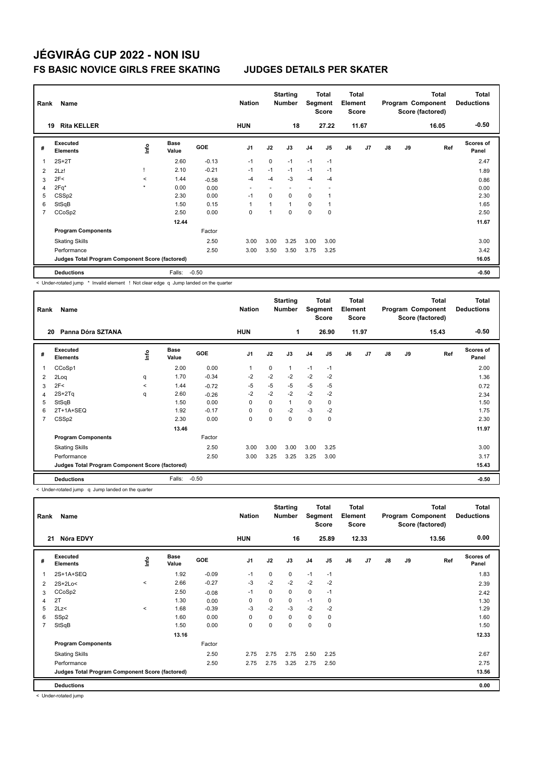# JÉGVIRÁG CUP 2022 - NON ISU

## FS BASIC NOVICE GIRLS FREE SKATING — JUDGES DETAILS PER SKATER

| Rank | Name | Nation | Starting Number | Total Segment Score | Total Element Score | Total Program Component Score (factored) | Total Deductions |
|---|---|---|---|---|---|---|---|
| 19 | Rita KELLER | HUN | 18 | 27.22 | 11.67 | 16.05 | -0.50 |

| # | Executed Elements | Info | Base Value | GOE | J1 | J2 | J3 | J4 | J5 | J6 | J7 | J8 | J9 | Ref | Scores of Panel |
|---|---|---|---|---|---|---|---|---|---|---|---|---|---|---|---|
| 1 | 2S+2T | | 2.60 | -0.13 | -1 | 0 | -1 | -1 | -1 | | | | | | 2.47 |
| 2 | 2Lz! | ! | 2.10 | -0.21 | -1 | -1 | -1 | -1 | -1 | | | | | | 1.89 |
| 3 | 2F< | < | 1.44 | -0.58 | -4 | -4 | -3 | -4 | -4 | | | | | | 0.86 |
| 4 | 2Fq* | * | 0.00 | 0.00 | - | - | - | - | - | | | | | | 0.00 |
| 5 | CSSp2 | | 2.30 | 0.00 | -1 | 0 | 0 | 0 | 1 | | | | | | 2.30 |
| 6 | StSqB | | 1.50 | 0.15 | 1 | 1 | 1 | 0 | 1 | | | | | | 1.65 |
| 7 | CCoSp2 | | 2.50 | 0.00 | 0 | 1 | 0 | 0 | 0 | | | | | | 2.50 |
| | | | 12.44 | | | | | | | | | | | | 11.67 |
| | **Program Components** | | | Factor | | | | | | | | | | | |
| | Skating Skills | | | 2.50 | 3.00 | 3.00 | 3.25 | 3.00 | 3.00 | | | | | | 3.00 |
| | Performance | | | 2.50 | 3.00 | 3.50 | 3.50 | 3.75 | 3.25 | | | | | | 3.42 |
| | **Judges Total Program Component Score (factored)** | | | | | | | | | | | | | | 16.05 |
| | **Deductions** | | Falls: | -0.50 | | | | | | | | | | | -0.50 |

< Under-rotated jump * Invalid element ! Not clear edge q Jump landed on the quarter

| Rank | Name | Nation | Starting Number | Total Segment Score | Total Element Score | Total Program Component Score (factored) | Total Deductions |
|---|---|---|---|---|---|---|---|
| 20 | Panna Dóra SZTANA | HUN | 1 | 26.90 | 11.97 | 15.43 | -0.50 |

| # | Executed Elements | Info | Base Value | GOE | J1 | J2 | J3 | J4 | J5 | J6 | J7 | J8 | J9 | Ref | Scores of Panel |
|---|---|---|---|---|---|---|---|---|---|---|---|---|---|---|---|
| 1 | CCoSp1 | | 2.00 | 0.00 | 1 | 0 | 1 | -1 | -1 | | | | | | 2.00 |
| 2 | 2Loq | q | 1.70 | -0.34 | -2 | -2 | -2 | -2 | -2 | | | | | | 1.36 |
| 3 | 2F< | < | 1.44 | -0.72 | -5 | -5 | -5 | -5 | -5 | | | | | | 0.72 |
| 4 | 2S+2Tq | q | 2.60 | -0.26 | -2 | -2 | -2 | -2 | -2 | | | | | | 2.34 |
| 5 | StSqB | | 1.50 | 0.00 | 0 | 0 | 1 | 0 | 0 | | | | | | 1.50 |
| 6 | 2T+1A+SEQ | | 1.92 | -0.17 | 0 | 0 | -2 | -3 | -2 | | | | | | 1.75 |
| 7 | CSSp2 | | 2.30 | 0.00 | 0 | 0 | 0 | 0 | 0 | | | | | | 2.30 |
| | | | 13.46 | | | | | | | | | | | | 11.97 |
| | **Program Components** | | | Factor | | | | | | | | | | | |
| | Skating Skills | | | 2.50 | 3.00 | 3.00 | 3.00 | 3.00 | 3.25 | | | | | | 3.00 |
| | Performance | | | 2.50 | 3.00 | 3.25 | 3.25 | 3.25 | 3.00 | | | | | | 3.17 |
| | **Judges Total Program Component Score (factored)** | | | | | | | | | | | | | | 15.43 |
| | **Deductions** | | Falls: | -0.50 | | | | | | | | | | | -0.50 |

< Under-rotated jump q Jump landed on the quarter

| Rank | Name | Nation | Starting Number | Total Segment Score | Total Element Score | Total Program Component Score (factored) | Total Deductions |
|---|---|---|---|---|---|---|---|
| 21 | Nóra EDVY | HUN | 16 | 25.89 | 12.33 | 13.56 | 0.00 |

| # | Executed Elements | Info | Base Value | GOE | J1 | J2 | J3 | J4 | J5 | J6 | J7 | J8 | J9 | Ref | Scores of Panel |
|---|---|---|---|---|---|---|---|---|---|---|---|---|---|---|---|
| 1 | 2S+1A+SEQ | | 1.92 | -0.09 | -1 | 0 | 0 | -1 | -1 | | | | | | 1.83 |
| 2 | 2S+2Lo< | < | 2.66 | -0.27 | -3 | -2 | -2 | -2 | -2 | | | | | | 2.39 |
| 3 | CCoSp2 | | 2.50 | -0.08 | -1 | 0 | 0 | 0 | -1 | | | | | | 2.42 |
| 4 | 2T | | 1.30 | 0.00 | 0 | 0 | 0 | -1 | 0 | | | | | | 1.30 |
| 5 | 2Lz< | < | 1.68 | -0.39 | -3 | -2 | -3 | -2 | -2 | | | | | | 1.29 |
| 6 | SSp2 | | 1.60 | 0.00 | 0 | 0 | 0 | 0 | 0 | | | | | | 1.60 |
| 7 | StSqB | | 1.50 | 0.00 | 0 | 0 | 0 | 0 | 0 | | | | | | 1.50 |
| | | | 13.16 | | | | | | | | | | | | 12.33 |
| | **Program Components** | | | Factor | | | | | | | | | | | |
| | Skating Skills | | | 2.50 | 2.75 | 2.75 | 2.75 | 2.50 | 2.25 | | | | | | 2.67 |
| | Performance | | | 2.50 | 2.75 | 2.75 | 3.25 | 2.75 | 2.50 | | | | | | 2.75 |
| | **Judges Total Program Component Score (factored)** | | | | | | | | | | | | | | 13.56 |
| | **Deductions** | | | | | | | | | | | | | | 0.00 |

< Under-rotated jump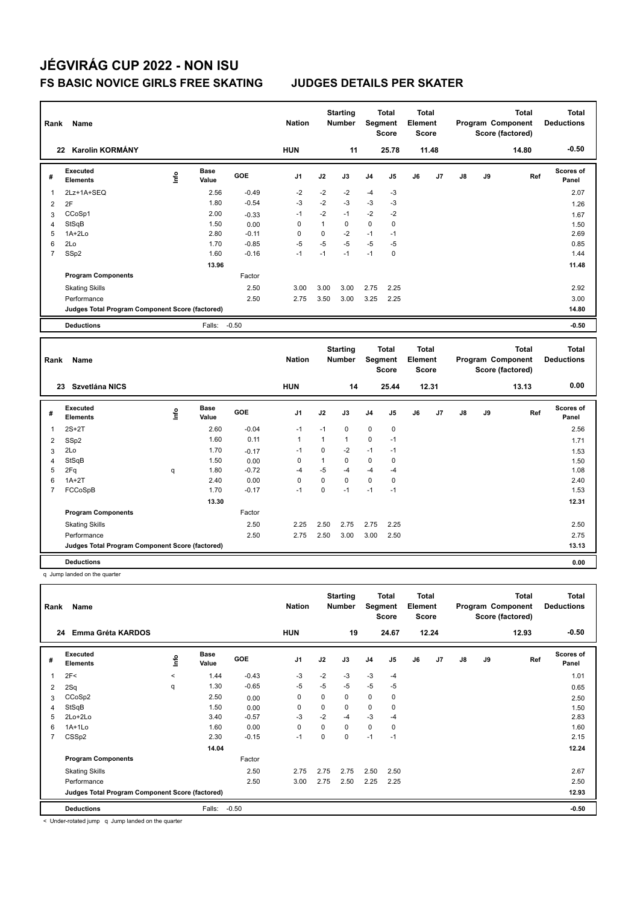# JÉGVIRÁG CUP 2022 - NON ISU

## FS BASIC NOVICE GIRLS FREE SKATING — JUDGES DETAILS PER SKATER

| Rank | Name | Nation | Starting Number | Total Segment Score | Total Element Score | Total Program Component Score (factored) | Total Deductions |
|---|---|---|---|---|---|---|---|
| 22 | Karolin KORMÁNY | HUN | 11 | 25.78 | 11.48 | 14.80 | -0.50 |

| # | Executed Elements | Info | Base Value | GOE | J1 | J2 | J3 | J4 | J5 | J6 | J7 | J8 | J9 | Ref | Scores of Panel |
|---|---|---|---|---|---|---|---|---|---|---|---|---|---|---|---|
| 1 | 2Lz+1A+SEQ | | 2.56 | -0.49 | -2 | -2 | -2 | -4 | -3 | | | | | | 2.07 |
| 2 | 2F | | 1.80 | -0.54 | -3 | -2 | -3 | -3 | -3 | | | | | | 1.26 |
| 3 | CCoSp1 | | 2.00 | -0.33 | -1 | -2 | -1 | -2 | -2 | | | | | | 1.67 |
| 4 | StSqB | | 1.50 | 0.00 | 0 | 1 | 0 | 0 | 0 | | | | | | 1.50 |
| 5 | 1A+2Lo | | 2.80 | -0.11 | 0 | 0 | -2 | -1 | -1 | | | | | | 2.69 |
| 6 | 2Lo | | 1.70 | -0.85 | -5 | -5 | -5 | -5 | -5 | | | | | | 0.85 |
| 7 | SSp2 | | 1.60 | -0.16 | -1 | -1 | -1 | -1 | 0 | | | | | | 1.44 |
| | | | 13.96 | | | | | | | | | | | | 11.48 |
| | **Program Components** | | | Factor | | | | | | | | | | | |
| | Skating Skills | | | 2.50 | 3.00 | 3.00 | 3.00 | 2.75 | 2.25 | | | | | | 2.92 |
| | Performance | | | 2.50 | 2.75 | 3.50 | 3.00 | 3.25 | 2.25 | | | | | | 3.00 |
| | **Judges Total Program Component Score (factored)** | | | | | | | | | | | | | | 14.80 |
| | **Deductions** | | Falls: | -0.50 | | | | | | | | | | | -0.50 |

| Rank | Name | Nation | Starting Number | Total Segment Score | Total Element Score | Total Program Component Score (factored) | Total Deductions |
|---|---|---|---|---|---|---|---|
| 23 | Szvetlána NICS | HUN | 14 | 25.44 | 12.31 | 13.13 | 0.00 |

| # | Executed Elements | Info | Base Value | GOE | J1 | J2 | J3 | J4 | J5 | J6 | J7 | J8 | J9 | Ref | Scores of Panel |
|---|---|---|---|---|---|---|---|---|---|---|---|---|---|---|---|
| 1 | 2S+2T | | 2.60 | -0.04 | -1 | -1 | 0 | 0 | 0 | | | | | | 2.56 |
| 2 | SSp2 | | 1.60 | 0.11 | 1 | 1 | 1 | 0 | -1 | | | | | | 1.71 |
| 3 | 2Lo | | 1.70 | -0.17 | -1 | 0 | -2 | -1 | -1 | | | | | | 1.53 |
| 4 | StSqB | | 1.50 | 0.00 | 0 | 1 | 0 | 0 | 0 | | | | | | 1.50 |
| 5 | 2Fq | q | 1.80 | -0.72 | -4 | -5 | -4 | -4 | -4 | | | | | | 1.08 |
| 6 | 1A+2T | | 2.40 | 0.00 | 0 | 0 | 0 | 0 | 0 | | | | | | 2.40 |
| 7 | FCCoSpB | | 1.70 | -0.17 | -1 | 0 | -1 | -1 | -1 | | | | | | 1.53 |
| | | | 13.30 | | | | | | | | | | | | 12.31 |
| | **Program Components** | | | Factor | | | | | | | | | | | |
| | Skating Skills | | | 2.50 | 2.25 | 2.50 | 2.75 | 2.75 | 2.25 | | | | | | 2.50 |
| | Performance | | | 2.50 | 2.75 | 2.50 | 3.00 | 3.00 | 2.50 | | | | | | 2.75 |
| | **Judges Total Program Component Score (factored)** | | | | | | | | | | | | | | 13.13 |
| | **Deductions** | | | | | | | | | | | | | | 0.00 |

q Jump landed on the quarter

| Rank | Name | Nation | Starting Number | Total Segment Score | Total Element Score | Total Program Component Score (factored) | Total Deductions |
|---|---|---|---|---|---|---|---|
| 24 | Emma Gréta KARDOS | HUN | 19 | 24.67 | 12.24 | 12.93 | -0.50 |

| # | Executed Elements | Info | Base Value | GOE | J1 | J2 | J3 | J4 | J5 | J6 | J7 | J8 | J9 | Ref | Scores of Panel |
|---|---|---|---|---|---|---|---|---|---|---|---|---|---|---|---|
| 1 | 2F< | < | 1.44 | -0.43 | -3 | -2 | -3 | -3 | -4 | | | | | | 1.01 |
| 2 | 2Sq | q | 1.30 | -0.65 | -5 | -5 | -5 | -5 | -5 | | | | | | 0.65 |
| 3 | CCoSp2 | | 2.50 | 0.00 | 0 | 0 | 0 | 0 | 0 | | | | | | 2.50 |
| 4 | StSqB | | 1.50 | 0.00 | 0 | 0 | 0 | 0 | 0 | | | | | | 1.50 |
| 5 | 2Lo+2Lo | | 3.40 | -0.57 | -3 | -2 | -4 | -3 | -4 | | | | | | 2.83 |
| 6 | 1A+1Lo | | 1.60 | 0.00 | 0 | 0 | 0 | 0 | 0 | | | | | | 1.60 |
| 7 | CSSp2 | | 2.30 | -0.15 | -1 | 0 | 0 | -1 | -1 | | | | | | 2.15 |
| | | | 14.04 | | | | | | | | | | | | 12.24 |
| | **Program Components** | | | Factor | | | | | | | | | | | |
| | Skating Skills | | | 2.50 | 2.75 | 2.75 | 2.75 | 2.50 | 2.50 | | | | | | 2.67 |
| | Performance | | | 2.50 | 3.00 | 2.75 | 2.50 | 2.25 | 2.25 | | | | | | 2.50 |
| | **Judges Total Program Component Score (factored)** | | | | | | | | | | | | | | 12.93 |
| | **Deductions** | | Falls: | -0.50 | | | | | | | | | | | -0.50 |

< Under-rotated jump q Jump landed on the quarter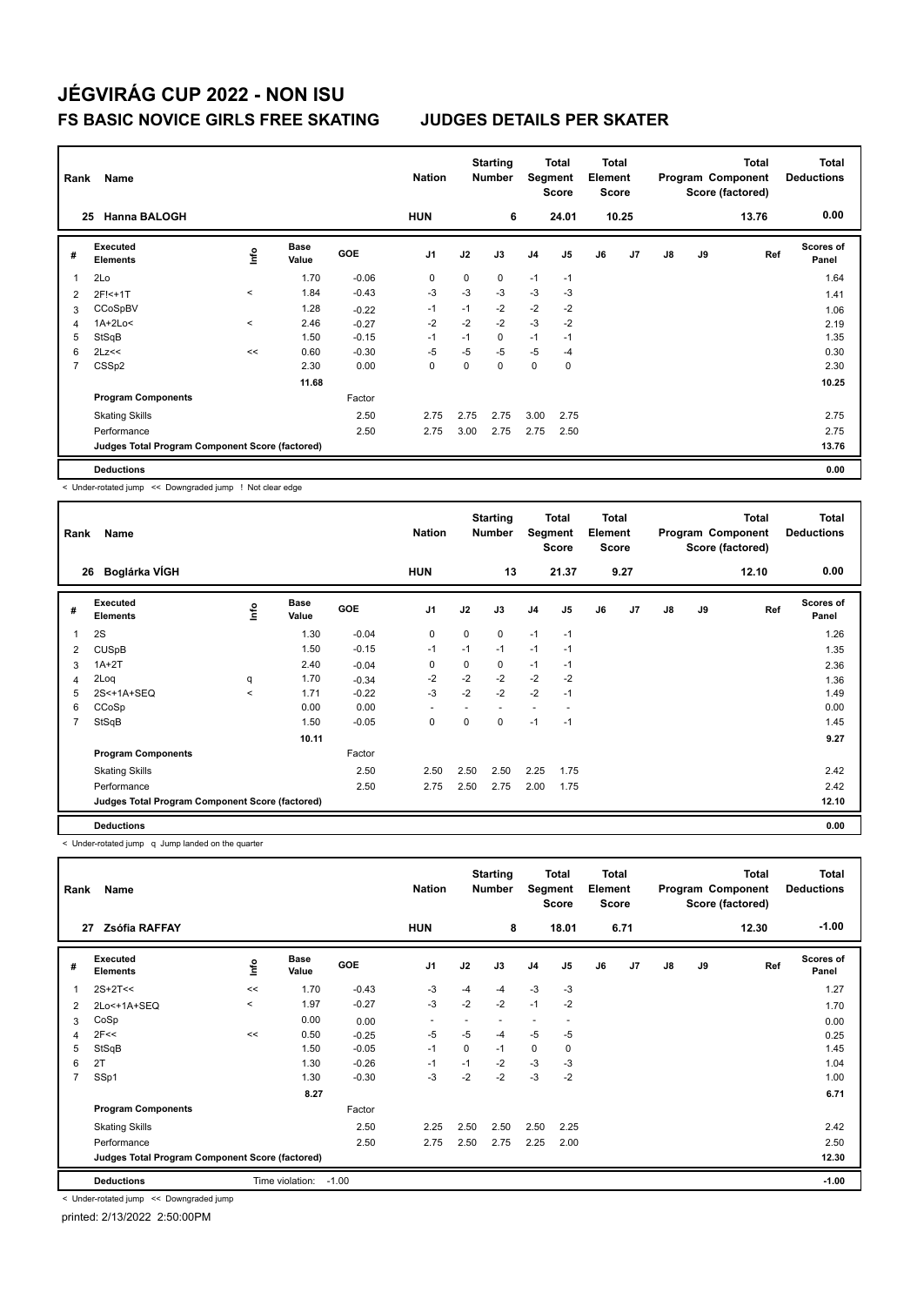# JÉGVIRÁG CUP 2022 - NON ISU

## FS BASIC NOVICE GIRLS FREE SKATING  JUDGES DETAILS PER SKATER

| Rank | Name | Nation | Starting Number | Total Segment Score | Total Element Score | Total Program Component Score (factored) | Total Deductions |
|---|---|---|---|---|---|---|---|
| 25 | Hanna BALOGH | HUN | 6 | 24.01 | 10.25 | 13.76 | 0.00 |

| # | Executed Elements | Info | Base Value | GOE | J1 | J2 | J3 | J4 | J5 | J6 | J7 | J8 | J9 | Ref | Scores of Panel |
|---|---|---|---|---|---|---|---|---|---|---|---|---|---|---|---|
| 1 | 2Lo | | 1.70 | -0.06 | 0 | 0 | 0 | -1 | -1 | | | | | | 1.64 |
| 2 | 2F!<+1T | < | 1.84 | -0.43 | -3 | -3 | -3 | -3 | -3 | | | | | | 1.41 |
| 3 | CCoSpBV | | 1.28 | -0.22 | -1 | -1 | -2 | -2 | -2 | | | | | | 1.06 |
| 4 | 1A+2Lo< | < | 2.46 | -0.27 | -2 | -2 | -2 | -3 | -2 | | | | | | 2.19 |
| 5 | StSqB | | 1.50 | -0.15 | -1 | -1 | 0 | -1 | -1 | | | | | | 1.35 |
| 6 | 2Lz<< | << | 0.60 | -0.30 | -5 | -5 | -5 | -5 | -4 | | | | | | 0.30 |
| 7 | CSSp2 | | 2.30 | 0.00 | 0 | 0 | 0 | 0 | 0 | | | | | | 2.30 |
| | | | 11.68 | | | | | | | | | | | | 10.25 |
| | **Program Components** | | | Factor | | | | | | | | | | | |
| | Skating Skills | | | 2.50 | 2.75 | 2.75 | 2.75 | 3.00 | 2.75 | | | | | | 2.75 |
| | Performance | | | 2.50 | 2.75 | 3.00 | 2.75 | 2.75 | 2.50 | | | | | | 2.75 |
| | **Judges Total Program Component Score (factored)** | | | | | | | | | | | | | | 13.76 |
| | **Deductions** | | | | | | | | | | | | | | 0.00 |

< Under-rotated jump << Downgraded jump ! Not clear edge

| Rank | Name | Nation | Starting Number | Total Segment Score | Total Element Score | Total Program Component Score (factored) | Total Deductions |
|---|---|---|---|---|---|---|---|
| 26 | Boglárka VÍGH | HUN | 13 | 21.37 | 9.27 | 12.10 | 0.00 |

| # | Executed Elements | Info | Base Value | GOE | J1 | J2 | J3 | J4 | J5 | J6 | J7 | J8 | J9 | Ref | Scores of Panel |
|---|---|---|---|---|---|---|---|---|---|---|---|---|---|---|---|
| 1 | 2S | | 1.30 | -0.04 | 0 | 0 | 0 | -1 | -1 | | | | | | 1.26 |
| 2 | CUSpB | | 1.50 | -0.15 | -1 | -1 | -1 | -1 | -1 | | | | | | 1.35 |
| 3 | 1A+2T | | 2.40 | -0.04 | 0 | 0 | 0 | -1 | -1 | | | | | | 2.36 |
| 4 | 2Loq | q | 1.70 | -0.34 | -2 | -2 | -2 | -2 | -2 | | | | | | 1.36 |
| 5 | 2S<+1A+SEQ | < | 1.71 | -0.22 | -3 | -2 | -2 | -2 | -1 | | | | | | 1.49 |
| 6 | CCoSp | | 0.00 | 0.00 | - | - | - | - | - | | | | | | 0.00 |
| 7 | StSqB | | 1.50 | -0.05 | 0 | 0 | 0 | -1 | -1 | | | | | | 1.45 |
| | | | 10.11 | | | | | | | | | | | | 9.27 |
| | **Program Components** | | | Factor | | | | | | | | | | | |
| | Skating Skills | | | 2.50 | 2.50 | 2.50 | 2.50 | 2.25 | 1.75 | | | | | | 2.42 |
| | Performance | | | 2.50 | 2.75 | 2.50 | 2.75 | 2.00 | 1.75 | | | | | | 2.42 |
| | **Judges Total Program Component Score (factored)** | | | | | | | | | | | | | | 12.10 |
| | **Deductions** | | | | | | | | | | | | | | 0.00 |

< Under-rotated jump q Jump landed on the quarter

| Rank | Name | Nation | Starting Number | Total Segment Score | Total Element Score | Total Program Component Score (factored) | Total Deductions |
|---|---|---|---|---|---|---|---|
| 27 | Zsófia RAFFAY | HUN | 8 | 18.01 | 6.71 | 12.30 | -1.00 |

| # | Executed Elements | Info | Base Value | GOE | J1 | J2 | J3 | J4 | J5 | J6 | J7 | J8 | J9 | Ref | Scores of Panel |
|---|---|---|---|---|---|---|---|---|---|---|---|---|---|---|---|
| 1 | 2S+2T<< | << | 1.70 | -0.43 | -3 | -4 | -4 | -3 | -3 | | | | | | 1.27 |
| 2 | 2Lo<+1A+SEQ | < | 1.97 | -0.27 | -3 | -2 | -2 | -1 | -2 | | | | | | 1.70 |
| 3 | CoSp | | 0.00 | 0.00 | - | - | - | - | - | | | | | | 0.00 |
| 4 | 2F<< | << | 0.50 | -0.25 | -5 | -5 | -4 | -5 | -5 | | | | | | 0.25 |
| 5 | StSqB | | 1.50 | -0.05 | -1 | 0 | -1 | 0 | 0 | | | | | | 1.45 |
| 6 | 2T | | 1.30 | -0.26 | -1 | -1 | -2 | -3 | -3 | | | | | | 1.04 |
| 7 | SSp1 | | 1.30 | -0.30 | -3 | -2 | -2 | -3 | -2 | | | | | | 1.00 |
| | | | 8.27 | | | | | | | | | | | | 6.71 |
| | **Program Components** | | | Factor | | | | | | | | | | | |
| | Skating Skills | | | 2.50 | 2.25 | 2.50 | 2.50 | 2.50 | 2.25 | | | | | | 2.42 |
| | Performance | | | 2.50 | 2.75 | 2.50 | 2.75 | 2.25 | 2.00 | | | | | | 2.50 |
| | **Judges Total Program Component Score (factored)** | | | | | | | | | | | | | | 12.30 |
| | **Deductions** | Time violation: -1.00 | | | | | | | | | | | | | -1.00 |

< Under-rotated jump << Downgraded jump

printed: 2/13/2022 2:50:00PM